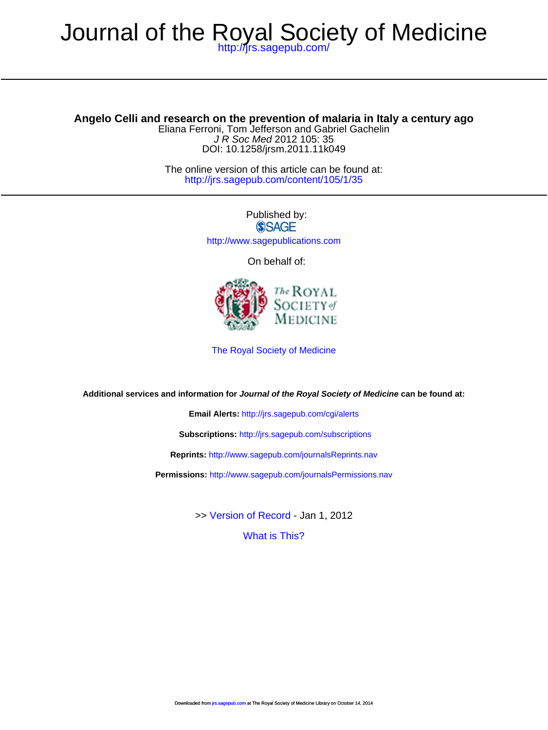# Journal of the Royal Society of Medicine

http://jrs.sagepub.com/

## Angelo Celli and research on the prevention of malaria in Italy a century ago

Eliana Ferroni, Tom Jefferson and Gabriel Gachelin

*J R Soc Med* 2012 105: 35

DOI: 10.1258/jrsm.2011.11k049

The online version of this article can be found at:

http://jrs.sagepub.com/content/105/1/35

---

Published by:

SAGE

http://www.sagepublications.com

On behalf of:

The Royal Society of Medicine

The Royal Society of Medicine

**Additional services and information for *Journal of the Royal Society of Medicine* can be found at:**

**Email Alerts:** http://jrs.sagepub.com/cgi/alerts

**Subscriptions:** http://jrs.sagepub.com/subscriptions

**Reprints:** http://www.sagepub.com/journalsReprints.nav

**Permissions:** http://www.sagepub.com/journalsPermissions.nav

>> Version of Record - Jan 1, 2012

What is This?

Downloaded from jrs.sagepub.com at The Royal Society of Medicine Library on October 14, 2014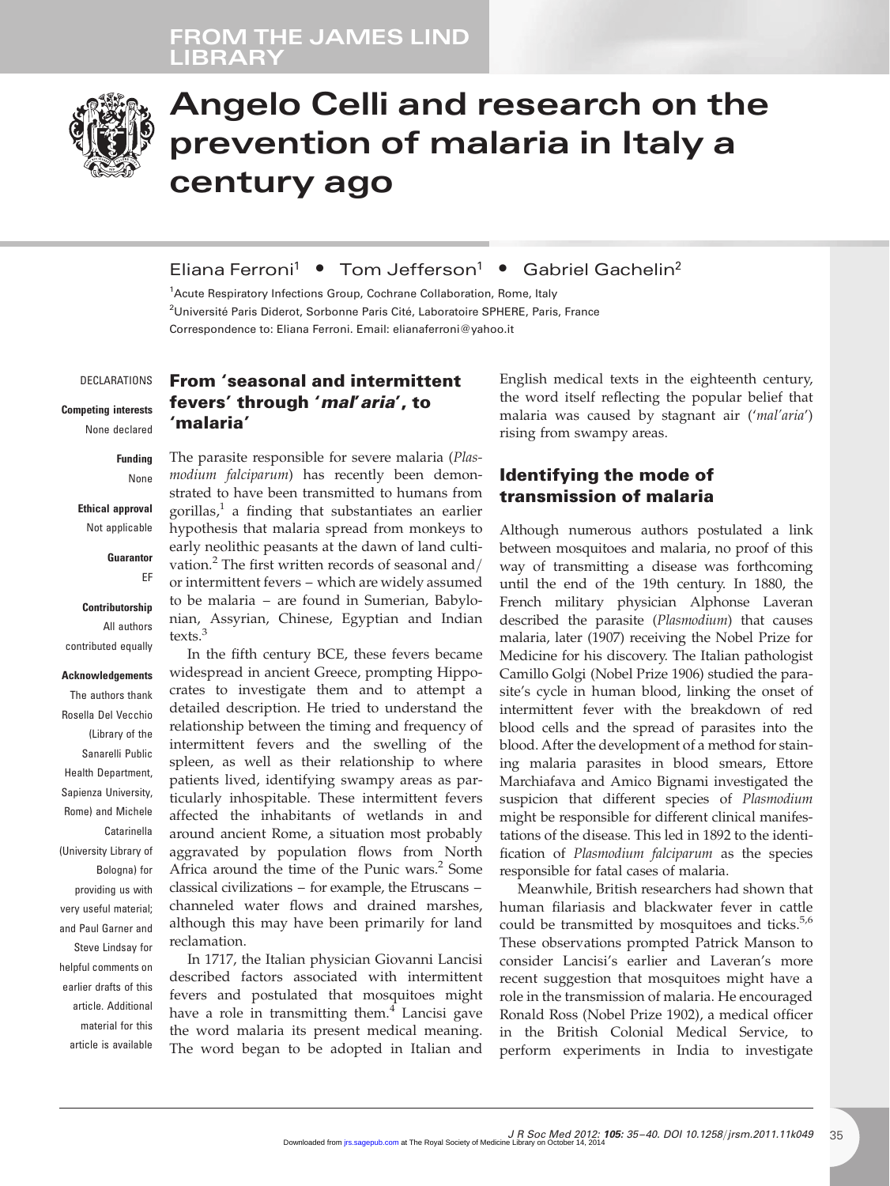# Angelo Celli and research on the prevention of malaria in Italy a century ago

Eliana Ferroni[1] • Tom Jefferson[1] • Gabriel Gachelin[2]

[1]Acute Respiratory Infections Group, Cochrane Collaboration, Rome, Italy
[2]Université Paris Diderot, Sorbonne Paris Cité, Laboratoire SPHERE, Paris, France
Correspondence to: Eliana Ferroni. Email: elianaferroni@yahoo.it

DECLARATIONS

**Competing interests**
None declared

**Funding**
None

**Ethical approval**
Not applicable

**Guarantor**
EF

**Contributorship**
All authors contributed equally

**Acknowledgements**
The authors thank Rosella Del Vecchio (Library of the Sanarelli Public Health Department, Sapienza University, Rome) and Michele Catarinella (University Library of Bologna) for providing us with very useful material; and Paul Garner and Steve Lindsay for helpful comments on earlier drafts of this article. Additional material for this article is available

## From 'seasonal and intermittent fevers' through '*mal'aria*', to 'malaria'

The parasite responsible for severe malaria (*Plasmodium falciparum*) has recently been demonstrated to have been transmitted to humans from gorillas,[1] a finding that substantiates an earlier hypothesis that malaria spread from monkeys to early neolithic peasants at the dawn of land cultivation.[2] The first written records of seasonal and/or intermittent fevers – which are widely assumed to be malaria – are found in Sumerian, Babylonian, Assyrian, Chinese, Egyptian and Indian texts.[3]

In the fifth century BCE, these fevers became widespread in ancient Greece, prompting Hippocrates to investigate them and to attempt a detailed description. He tried to understand the relationship between the timing and frequency of intermittent fevers and the swelling of the spleen, as well as their relationship to where patients lived, identifying swampy areas as particularly inhospitable. These intermittent fevers affected the inhabitants of wetlands in and around ancient Rome, a situation most probably aggravated by population flows from North Africa around the time of the Punic wars.[2] Some classical civilizations – for example, the Etruscans – channeled water flows and drained marshes, although this may have been primarily for land reclamation.

In 1717, the Italian physician Giovanni Lancisi described factors associated with intermittent fevers and postulated that mosquitoes might have a role in transmitting them.[4] Lancisi gave the word malaria its present medical meaning. The word began to be adopted in Italian and English medical texts in the eighteenth century, the word itself reflecting the popular belief that malaria was caused by stagnant air ('*mal'aria*') rising from swampy areas.

## Identifying the mode of transmission of malaria

Although numerous authors postulated a link between mosquitoes and malaria, no proof of this way of transmitting a disease was forthcoming until the end of the 19th century. In 1880, the French military physician Alphonse Laveran described the parasite (*Plasmodium*) that causes malaria, later (1907) receiving the Nobel Prize for Medicine for his discovery. The Italian pathologist Camillo Golgi (Nobel Prize 1906) studied the parasite's cycle in human blood, linking the onset of intermittent fever with the breakdown of red blood cells and the spread of parasites into the blood. After the development of a method for staining malaria parasites in blood smears, Ettore Marchiafava and Amico Bignami investigated the suspicion that different species of *Plasmodium* might be responsible for different clinical manifestations of the disease. This led in 1892 to the identification of *Plasmodium falciparum* as the species responsible for fatal cases of malaria.

Meanwhile, British researchers had shown that human filariasis and blackwater fever in cattle could be transmitted by mosquitoes and ticks.[5,6] These observations prompted Patrick Manson to consider Lancisi's earlier and Laveran's more recent suggestion that mosquitoes might have a role in the transmission of malaria. He encouraged Ronald Ross (Nobel Prize 1902), a medical officer in the British Colonial Medical Service, to perform experiments in India to investigate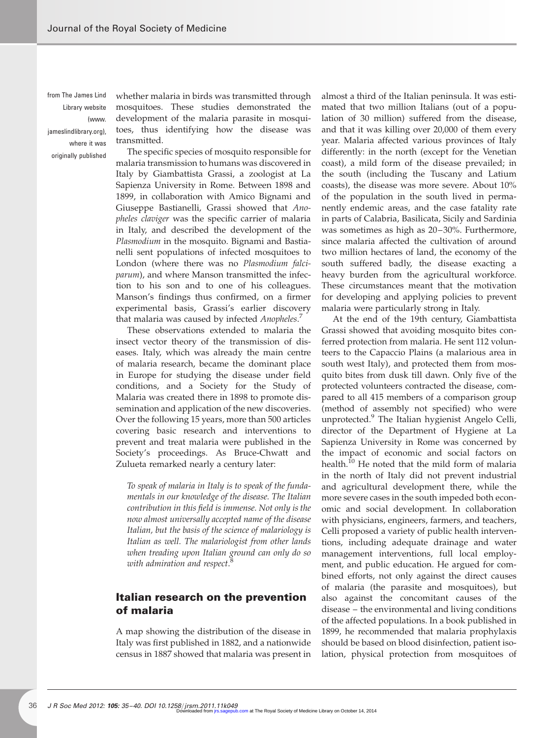from The James Lind Library website (www.jameslindlibrary.org), where it was originally published

whether malaria in birds was transmitted through mosquitoes. These studies demonstrated the development of the malaria parasite in mosquitoes, thus identifying how the disease was transmitted.

The specific species of mosquito responsible for malaria transmission to humans was discovered in Italy by Giambattista Grassi, a zoologist at La Sapienza University in Rome. Between 1898 and 1899, in collaboration with Amico Bignami and Giuseppe Bastianelli, Grassi showed that *Anopheles claviger* was the specific carrier of malaria in Italy, and described the development of the *Plasmodium* in the mosquito. Bignami and Bastianelli sent populations of infected mosquitoes to London (where there was no *Plasmodium falciparum*), and where Manson transmitted the infection to his son and to one of his colleagues. Manson's findings thus confirmed, on a firmer experimental basis, Grassi's earlier discovery that malaria was caused by infected *Anopheles*.[7]

These observations extended to malaria the insect vector theory of the transmission of diseases. Italy, which was already the main centre of malaria research, became the dominant place in Europe for studying the disease under field conditions, and a Society for the Study of Malaria was created there in 1898 to promote dissemination and application of the new discoveries. Over the following 15 years, more than 500 articles covering basic research and interventions to prevent and treat malaria were published in the Society's proceedings. As Bruce-Chwatt and Zulueta remarked nearly a century later:

> *To speak of malaria in Italy is to speak of the fundamentals in our knowledge of the disease. The Italian contribution in this field is immense. Not only is the now almost universally accepted name of the disease Italian, but the basis of the science of malariology is Italian as well. The malariologist from other lands when treading upon Italian ground can only do so with admiration and respect.*[8]

## Italian research on the prevention of malaria

A map showing the distribution of the disease in Italy was first published in 1882, and a nationwide census in 1887 showed that malaria was present in almost a third of the Italian peninsula. It was estimated that two million Italians (out of a population of 30 million) suffered from the disease, and that it was killing over 20,000 of them every year. Malaria affected various provinces of Italy differently: in the north (except for the Venetian coast), a mild form of the disease prevailed; in the south (including the Tuscany and Latium coasts), the disease was more severe. About 10% of the population in the south lived in permanently endemic areas, and the case fatality rate in parts of Calabria, Basilicata, Sicily and Sardinia was sometimes as high as 20–30%. Furthermore, since malaria affected the cultivation of around two million hectares of land, the economy of the south suffered badly, the disease exacting a heavy burden from the agricultural workforce. These circumstances meant that the motivation for developing and applying policies to prevent malaria were particularly strong in Italy.

At the end of the 19th century, Giambattista Grassi showed that avoiding mosquito bites conferred protection from malaria. He sent 112 volunteers to the Capaccio Plains (a malarious area in south west Italy), and protected them from mosquito bites from dusk till dawn. Only five of the protected volunteers contracted the disease, compared to all 415 members of a comparison group (method of assembly not specified) who were unprotected.[9] The Italian hygienist Angelo Celli, director of the Department of Hygiene at La Sapienza University in Rome was concerned by the impact of economic and social factors on health.[10] He noted that the mild form of malaria in the north of Italy did not prevent industrial and agricultural development there, while the more severe cases in the south impeded both economic and social development. In collaboration with physicians, engineers, farmers, and teachers, Celli proposed a variety of public health interventions, including adequate drainage and water management interventions, full local employment, and public education. He argued for combined efforts, not only against the direct causes of malaria (the parasite and mosquitoes), but also against the concomitant causes of the disease – the environmental and living conditions of the affected populations. In a book published in 1899, he recommended that malaria prophylaxis should be based on blood disinfection, patient isolation, physical protection from mosquitoes of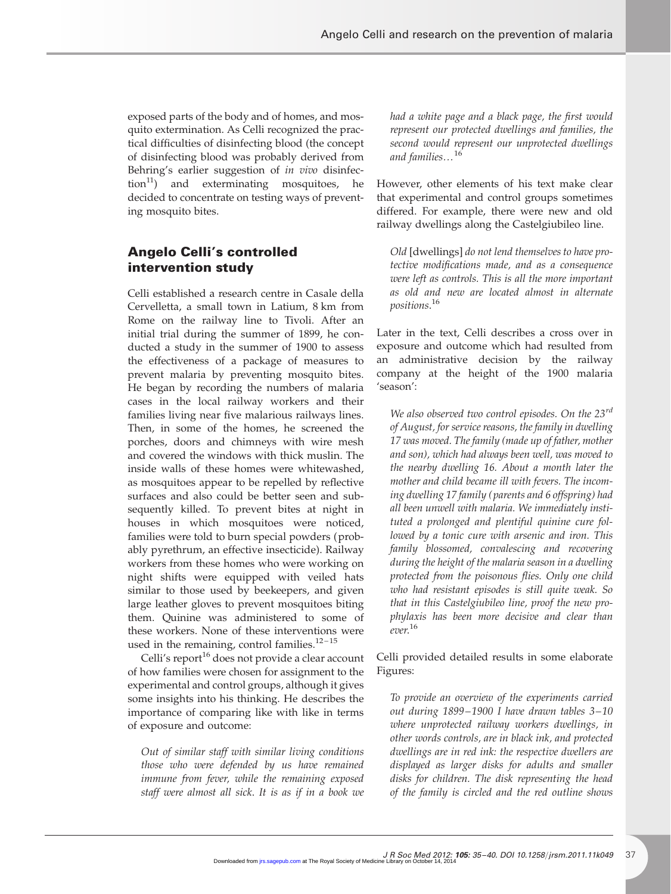exposed parts of the body and of homes, and mosquito extermination. As Celli recognized the practical difficulties of disinfecting blood (the concept of disinfecting blood was probably derived from Behring's earlier suggestion of *in vivo* disinfection[11]) and exterminating mosquitoes, he decided to concentrate on testing ways of preventing mosquito bites.

## Angelo Celli's controlled intervention study

Celli established a research centre in Casale della Cervelletta, a small town in Latium, 8 km from Rome on the railway line to Tivoli. After an initial trial during the summer of 1899, he conducted a study in the summer of 1900 to assess the effectiveness of a package of measures to prevent malaria by preventing mosquito bites. He began by recording the numbers of malaria cases in the local railway workers and their families living near five malarious railways lines. Then, in some of the homes, he screened the porches, doors and chimneys with wire mesh and covered the windows with thick muslin. The inside walls of these homes were whitewashed, as mosquitoes appear to be repelled by reflective surfaces and also could be better seen and subsequently killed. To prevent bites at night in houses in which mosquitoes were noticed, families were told to burn special powders (probably pyrethrum, an effective insecticide). Railway workers from these homes who were working on night shifts were equipped with veiled hats similar to those used by beekeepers, and given large leather gloves to prevent mosquitoes biting them. Quinine was administered to some of these workers. None of these interventions were used in the remaining, control families.[12–15]

Celli's report[16] does not provide a clear account of how families were chosen for assignment to the experimental and control groups, although it gives some insights into his thinking. He describes the importance of comparing like with like in terms of exposure and outcome:

> *Out of similar staff with similar living conditions those who were defended by us have remained immune from fever, while the remaining exposed staff were almost all sick. It is as if in a book we had a white page and a black page, the first would represent our protected dwellings and families, the second would represent our unprotected dwellings and families…*[16]

However, other elements of his text make clear that experimental and control groups sometimes differed. For example, there were new and old railway dwellings along the Castelgiubileo line.

> *Old* [dwellings] *do not lend themselves to have protective modifications made, and as a consequence were left as controls. This is all the more important as old and new are located almost in alternate positions.*[16]

Later in the text, Celli describes a cross over in exposure and outcome which had resulted from an administrative decision by the railway company at the height of the 1900 malaria 'season':

> *We also observed two control episodes. On the 23rd of August, for service reasons, the family in dwelling 17 was moved. The family (made up of father, mother and son), which had always been well, was moved to the nearby dwelling 16. About a month later the mother and child became ill with fevers. The incoming dwelling 17 family (parents and 6 offspring) had all been unwell with malaria. We immediately instituted a prolonged and plentiful quinine cure followed by a tonic cure with arsenic and iron. This family blossomed, convalescing and recovering during the height of the malaria season in a dwelling protected from the poisonous flies. Only one child who had resistant episodes is still quite weak. So that in this Castelgiubileo line, proof the new prophylaxis has been more decisive and clear than ever.*[16]

Celli provided detailed results in some elaborate Figures:

> *To provide an overview of the experiments carried out during 1899–1900 I have drawn tables 3–10 where unprotected railway workers dwellings, in other words controls, are in black ink, and protected dwellings are in red ink: the respective dwellers are displayed as larger disks for adults and smaller disks for children. The disk representing the head of the family is circled and the red outline shows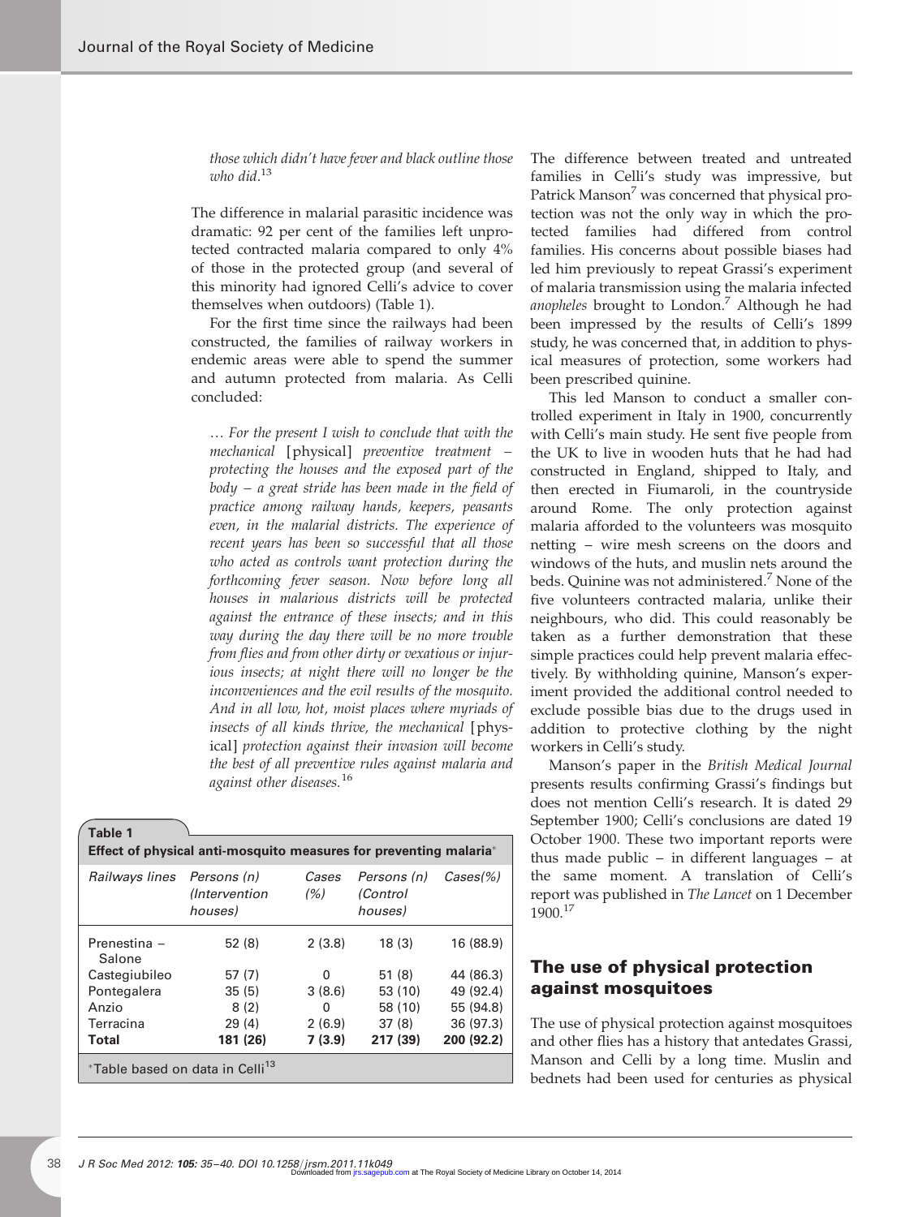*those which didn't have fever and black outline those who did.*[13]

The difference in malarial parasitic incidence was dramatic: 92 per cent of the families left unprotected contracted malaria compared to only 4% of those in the protected group (and several of this minority had ignored Celli's advice to cover themselves when outdoors) (Table 1).

For the first time since the railways had been constructed, the families of railway workers in endemic areas were able to spend the summer and autumn protected from malaria. As Celli concluded:

> … *For the present I wish to conclude that with the mechanical* [physical] *preventive treatment – protecting the houses and the exposed part of the body – a great stride has been made in the field of practice among railway hands, keepers, peasants even, in the malarial districts. The experience of recent years has been so successful that all those who acted as controls want protection during the forthcoming fever season. Now before long all houses in malarious districts will be protected against the entrance of these insects; and in this way during the day there will be no more trouble from flies and from other dirty or vexatious or injurious insects; at night there will no longer be the inconveniences and the evil results of the mosquito. And in all low, hot, moist places where myriads of insects of all kinds thrive, the mechanical* [physical] *protection against their invasion will become the best of all preventive rules against malaria and against other diseases.*[16]

**Table 1**
**Effect of physical anti-mosquito measures for preventing malaria***

| *Railways lines* | *Persons (n) (Intervention houses)* | *Cases (%)* | *Persons (n) (Control houses)* | *Cases(%)* |
|---|---|---|---|---|
| Prenestina – Salone | 52 (8) | 2 (3.8) | 18 (3) | 16 (88.9) |
| Castegiubileo | 57 (7) | 0 | 51 (8) | 44 (86.3) |
| Pontegalera | 35 (5) | 3 (8.6) | 53 (10) | 49 (92.4) |
| Anzio | 8 (2) | 0 | 58 (10) | 55 (94.8) |
| Terracina | 29 (4) | 2 (6.9) | 37 (8) | 36 (97.3) |
| **Total** | **181 (26)** | **7 (3.9)** | **217 (39)** | **200 (92.2)** |

*Table based on data in Celli[13]

The difference between treated and untreated families in Celli's study was impressive, but Patrick Manson[7] was concerned that physical protection was not the only way in which the protected families had differed from control families. His concerns about possible biases had led him previously to repeat Grassi's experiment of malaria transmission using the malaria infected *anopheles* brought to London.[7] Although he had been impressed by the results of Celli's 1899 study, he was concerned that, in addition to physical measures of protection, some workers had been prescribed quinine.

This led Manson to conduct a smaller controlled experiment in Italy in 1900, concurrently with Celli's main study. He sent five people from the UK to live in wooden huts that he had had constructed in England, shipped to Italy, and then erected in Fiumaroli, in the countryside around Rome. The only protection against malaria afforded to the volunteers was mosquito netting – wire mesh screens on the doors and windows of the huts, and muslin nets around the beds. Quinine was not administered.[7] None of the five volunteers contracted malaria, unlike their neighbours, who did. This could reasonably be taken as a further demonstration that these simple practices could help prevent malaria effectively. By withholding quinine, Manson's experiment provided the additional control needed to exclude possible bias due to the drugs used in addition to protective clothing by the night workers in Celli's study.

Manson's paper in the *British Medical Journal* presents results confirming Grassi's findings but does not mention Celli's research. It is dated 29 September 1900; Celli's conclusions are dated 19 October 1900. These two important reports were thus made public – in different languages – at the same moment. A translation of Celli's report was published in *The Lancet* on 1 December 1900.[17]

## The use of physical protection against mosquitoes

The use of physical protection against mosquitoes and other flies has a history that antedates Grassi, Manson and Celli by a long time. Muslin and bednets had been used for centuries as physical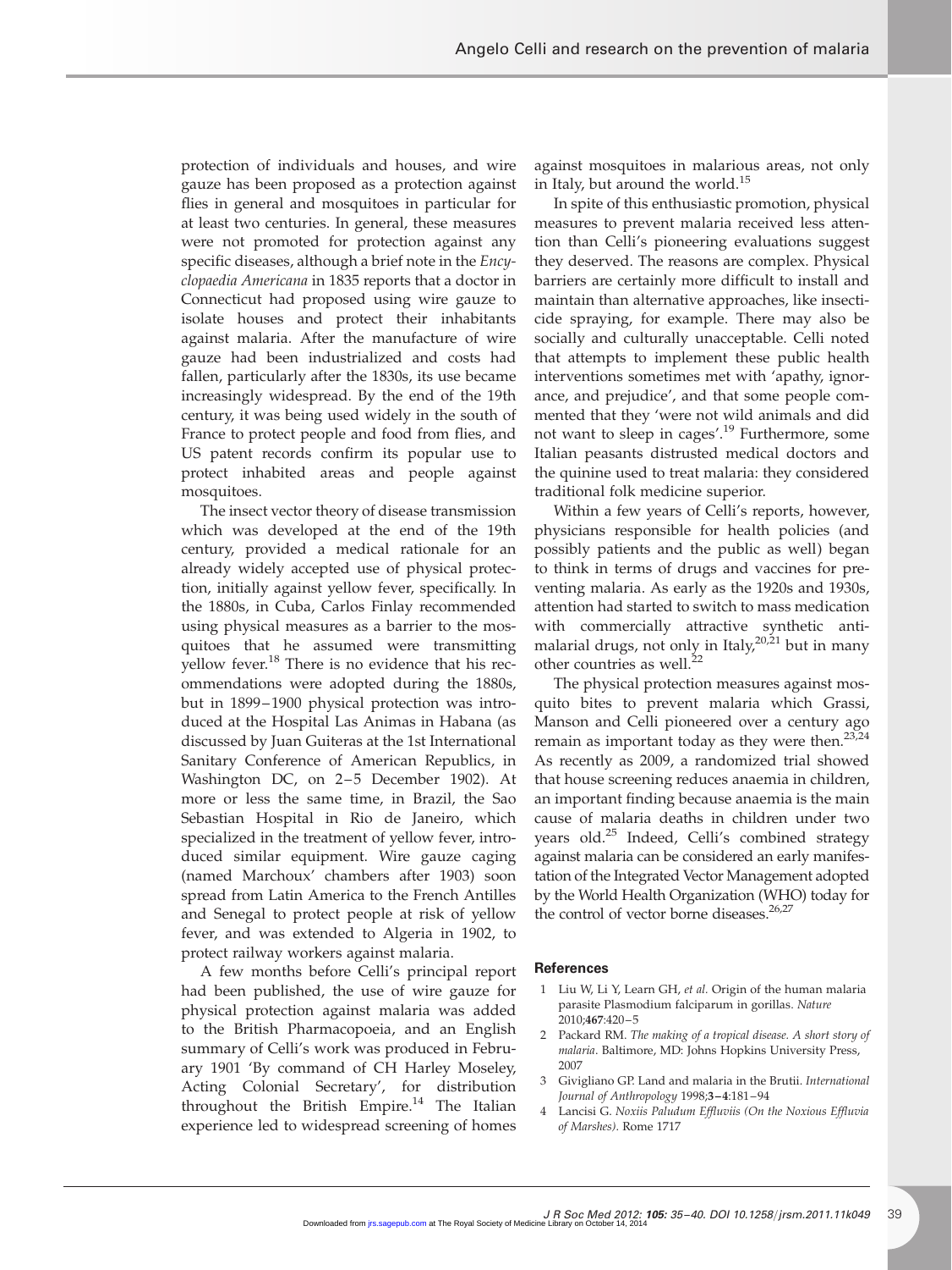protection of individuals and houses, and wire gauze has been proposed as a protection against flies in general and mosquitoes in particular for at least two centuries. In general, these measures were not promoted for protection against any specific diseases, although a brief note in the *Encyclopaedia Americana* in 1835 reports that a doctor in Connecticut had proposed using wire gauze to isolate houses and protect their inhabitants against malaria. After the manufacture of wire gauze had been industrialized and costs had fallen, particularly after the 1830s, its use became increasingly widespread. By the end of the 19th century, it was being used widely in the south of France to protect people and food from flies, and US patent records confirm its popular use to protect inhabited areas and people against mosquitoes.

The insect vector theory of disease transmission which was developed at the end of the 19th century, provided a medical rationale for an already widely accepted use of physical protection, initially against yellow fever, specifically. In the 1880s, in Cuba, Carlos Finlay recommended using physical measures as a barrier to the mosquitoes that he assumed were transmitting yellow fever.[18] There is no evidence that his recommendations were adopted during the 1880s, but in 1899–1900 physical protection was introduced at the Hospital Las Animas in Habana (as discussed by Juan Guiteras at the 1st International Sanitary Conference of American Republics, in Washington DC, on 2–5 December 1902). At more or less the same time, in Brazil, the Sao Sebastian Hospital in Rio de Janeiro, which specialized in the treatment of yellow fever, introduced similar equipment. Wire gauze caging (named Marchoux' chambers after 1903) soon spread from Latin America to the French Antilles and Senegal to protect people at risk of yellow fever, and was extended to Algeria in 1902, to protect railway workers against malaria.

A few months before Celli's principal report had been published, the use of wire gauze for physical protection against malaria was added to the British Pharmacopoeia, and an English summary of Celli's work was produced in February 1901 'By command of CH Harley Moseley, Acting Colonial Secretary', for distribution throughout the British Empire.[14] The Italian experience led to widespread screening of homes against mosquitoes in malarious areas, not only in Italy, but around the world.[15]

In spite of this enthusiastic promotion, physical measures to prevent malaria received less attention than Celli's pioneering evaluations suggest they deserved. The reasons are complex. Physical barriers are certainly more difficult to install and maintain than alternative approaches, like insecticide spraying, for example. There may also be socially and culturally unacceptable. Celli noted that attempts to implement these public health interventions sometimes met with 'apathy, ignorance, and prejudice', and that some people commented that they 'were not wild animals and did not want to sleep in cages'.[19] Furthermore, some Italian peasants distrusted medical doctors and the quinine used to treat malaria: they considered traditional folk medicine superior.

Within a few years of Celli's reports, however, physicians responsible for health policies (and possibly patients and the public as well) began to think in terms of drugs and vaccines for preventing malaria. As early as the 1920s and 1930s, attention had started to switch to mass medication with commercially attractive synthetic antimalarial drugs, not only in Italy,[20,21] but in many other countries as well.[22]

The physical protection measures against mosquito bites to prevent malaria which Grassi, Manson and Celli pioneered over a century ago remain as important today as they were then.[23,24] As recently as 2009, a randomized trial showed that house screening reduces anaemia in children, an important finding because anaemia is the main cause of malaria deaths in children under two years old.[25] Indeed, Celli's combined strategy against malaria can be considered an early manifestation of the Integrated Vector Management adopted by the World Health Organization (WHO) today for the control of vector borne diseases.[26,27]

## References

1. Liu W, Li Y, Learn GH, *et al.* Origin of the human malaria parasite Plasmodium falciparum in gorillas. *Nature* 2010;**467**:420–5
2. Packard RM. *The making of a tropical disease. A short story of malaria*. Baltimore, MD: Johns Hopkins University Press, 2007
3. Givigliano GP. Land and malaria in the Brutii. *International Journal of Anthropology* 1998;**3–4**:181–94
4. Lancisi G. *Noxiis Paludum Effluviis (On the Noxious Effluvia of Marshes)*. Rome 1717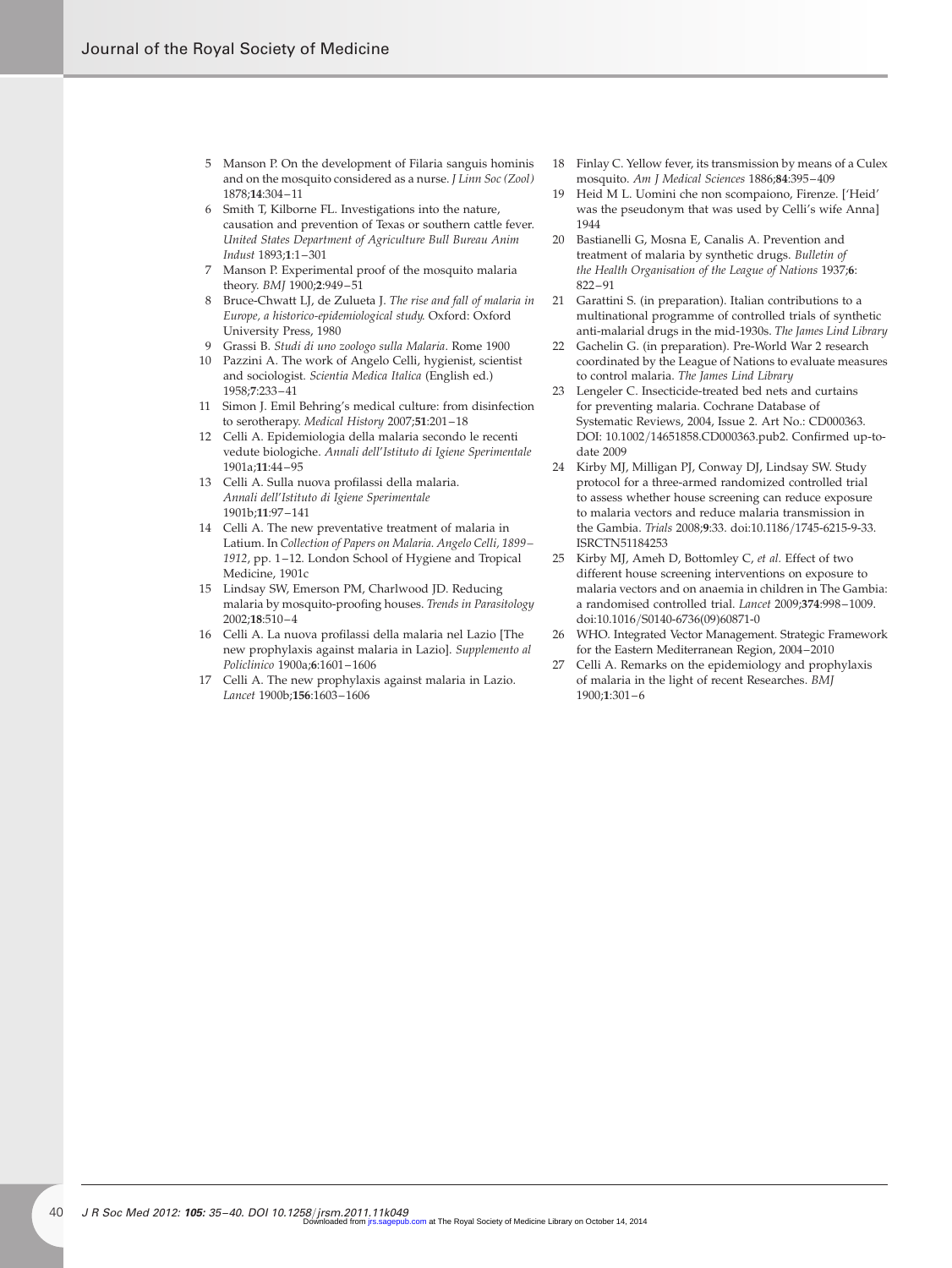5. Manson P. On the development of Filaria sanguis hominis and on the mosquito considered as a nurse. *J Linn Soc (Zool)* 1878;**14**:304–11
6. Smith T, Kilborne FL. Investigations into the nature, causation and prevention of Texas or southern cattle fever. *United States Department of Agriculture Bull Bureau Anim Indust* 1893;**1**:1–301
7. Manson P. Experimental proof of the mosquito malaria theory. *BMJ* 1900;**2**:949–51
8. Bruce-Chwatt LJ, de Zulueta J. *The rise and fall of malaria in Europe, a historico-epidemiological study.* Oxford: Oxford University Press, 1980
9. Grassi B. *Studi di uno zoologo sulla Malaria*. Rome 1900
10. Pazzini A. The work of Angelo Celli, hygienist, scientist and sociologist. *Scientia Medica Italica* (English ed.) 1958;**7**:233–41
11. Simon J. Emil Behring's medical culture: from disinfection to serotherapy. *Medical History* 2007;**51**:201–18
12. Celli A. Epidemiologia della malaria secondo le recenti vedute biologiche. *Annali dell'Istituto di Igiene Sperimentale* 1901a;**11**:44–95
13. Celli A. Sulla nuova profilassi della malaria. *Annali dell'Istituto di Igiene Sperimentale* 1901b;**11**:97–141
14. Celli A. The new preventative treatment of malaria in Latium. In *Collection of Papers on Malaria. Angelo Celli, 1899–1912*, pp. 1–12. London School of Hygiene and Tropical Medicine, 1901c
15. Lindsay SW, Emerson PM, Charlwood JD. Reducing malaria by mosquito-proofing houses. *Trends in Parasitology* 2002;**18**:510–4
16. Celli A. La nuova profilassi della malaria nel Lazio [The new prophylaxis against malaria in Lazio]. *Supplemento al Policlinico* 1900a;**6**:1601–1606
17. Celli A. The new prophylaxis against malaria in Lazio. *Lancet* 1900b;**156**:1603–1606
18. Finlay C. Yellow fever, its transmission by means of a Culex mosquito. *Am J Medical Sciences* 1886;**84**:395–409
19. Heid M L. Uomini che non scompaiono, Firenze. ['Heid' was the pseudonym that was used by Celli's wife Anna] 1944
20. Bastianelli G, Mosna E, Canalis A. Prevention and treatment of malaria by synthetic drugs. *Bulletin of the Health Organisation of the League of Nations* 1937;**6**: 822–91
21. Garattini S. (in preparation). Italian contributions to a multinational programme of controlled trials of synthetic anti-malarial drugs in the mid-1930s. *The James Lind Library*
22. Gachelin G. (in preparation). Pre-World War 2 research coordinated by the League of Nations to evaluate measures to control malaria. *The James Lind Library*
23. Lengeler C. Insecticide-treated bed nets and curtains for preventing malaria. Cochrane Database of Systematic Reviews, 2004, Issue 2. Art No.: CD000363. DOI: 10.1002/14651858.CD000363.pub2. Confirmed up-to-date 2009
24. Kirby MJ, Milligan PJ, Conway DJ, Lindsay SW. Study protocol for a three-armed randomized controlled trial to assess whether house screening can reduce exposure to malaria vectors and reduce malaria transmission in the Gambia. *Trials* 2008;**9**:33. doi:10.1186/1745-6215-9-33. ISRCTN51184253
25. Kirby MJ, Ameh D, Bottomley C, *et al.* Effect of two different house screening interventions on exposure to malaria vectors and on anaemia in children in The Gambia: a randomised controlled trial. *Lancet* 2009;**374**:998–1009. doi:10.1016/S0140-6736(09)60871-0
26. WHO. Integrated Vector Management. Strategic Framework for the Eastern Mediterranean Region, 2004–2010
27. Celli A. Remarks on the epidemiology and prophylaxis of malaria in the light of recent Researches. *BMJ* 1900;**1**:301–6